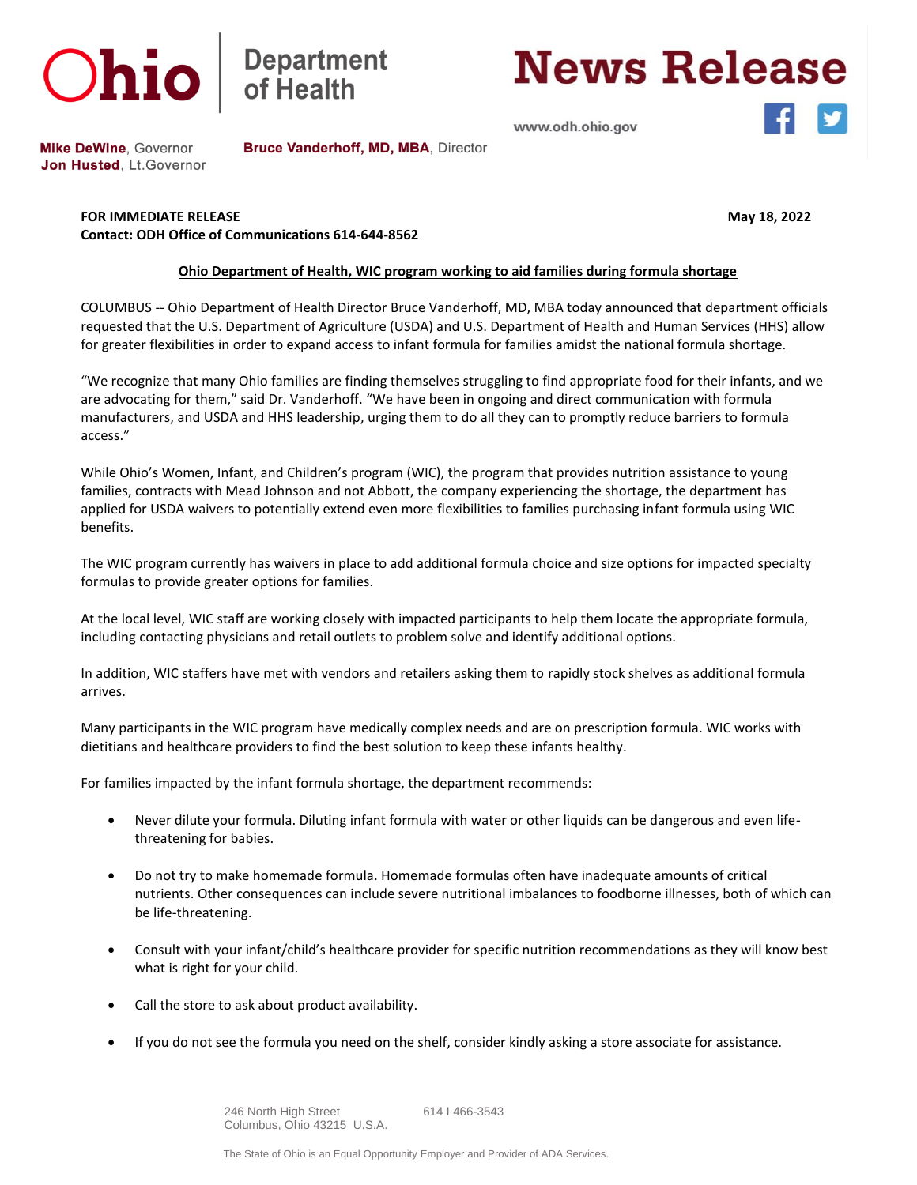Ohio | Department of Health

# News Release

www.odh.ohio.gov

**Mike DeWine**, Governor
**Jon Husted**, Lt.Governor

**Bruce Vanderhoff, MD, MBA**, Director

**FOR IMMEDIATE RELEASE** **May 18, 2022**
**Contact: ODH Office of Communications 614-644-8562**

## Ohio Department of Health, WIC program working to aid families during formula shortage

COLUMBUS -- Ohio Department of Health Director Bruce Vanderhoff, MD, MBA today announced that department officials requested that the U.S. Department of Agriculture (USDA) and U.S. Department of Health and Human Services (HHS) allow for greater flexibilities in order to expand access to infant formula for families amidst the national formula shortage.

"We recognize that many Ohio families are finding themselves struggling to find appropriate food for their infants, and we are advocating for them," said Dr. Vanderhoff. "We have been in ongoing and direct communication with formula manufacturers, and USDA and HHS leadership, urging them to do all they can to promptly reduce barriers to formula access."

While Ohio's Women, Infant, and Children's program (WIC), the program that provides nutrition assistance to young families, contracts with Mead Johnson and not Abbott, the company experiencing the shortage, the department has applied for USDA waivers to potentially extend even more flexibilities to families purchasing infant formula using WIC benefits.

The WIC program currently has waivers in place to add additional formula choice and size options for impacted specialty formulas to provide greater options for families.

At the local level, WIC staff are working closely with impacted participants to help them locate the appropriate formula, including contacting physicians and retail outlets to problem solve and identify additional options.

In addition, WIC staffers have met with vendors and retailers asking them to rapidly stock shelves as additional formula arrives.

Many participants in the WIC program have medically complex needs and are on prescription formula. WIC works with dietitians and healthcare providers to find the best solution to keep these infants healthy.

For families impacted by the infant formula shortage, the department recommends:

- Never dilute your formula. Diluting infant formula with water or other liquids can be dangerous and even life-threatening for babies.
- Do not try to make homemade formula. Homemade formulas often have inadequate amounts of critical nutrients. Other consequences can include severe nutritional imbalances to foodborne illnesses, both of which can be life-threatening.
- Consult with your infant/child's healthcare provider for specific nutrition recommendations as they will know best what is right for your child.
- Call the store to ask about product availability.
- If you do not see the formula you need on the shelf, consider kindly asking a store associate for assistance.

246 North High Street
Columbus, Ohio 43215 U.S.A.

614 I 466-3543

The State of Ohio is an Equal Opportunity Employer and Provider of ADA Services.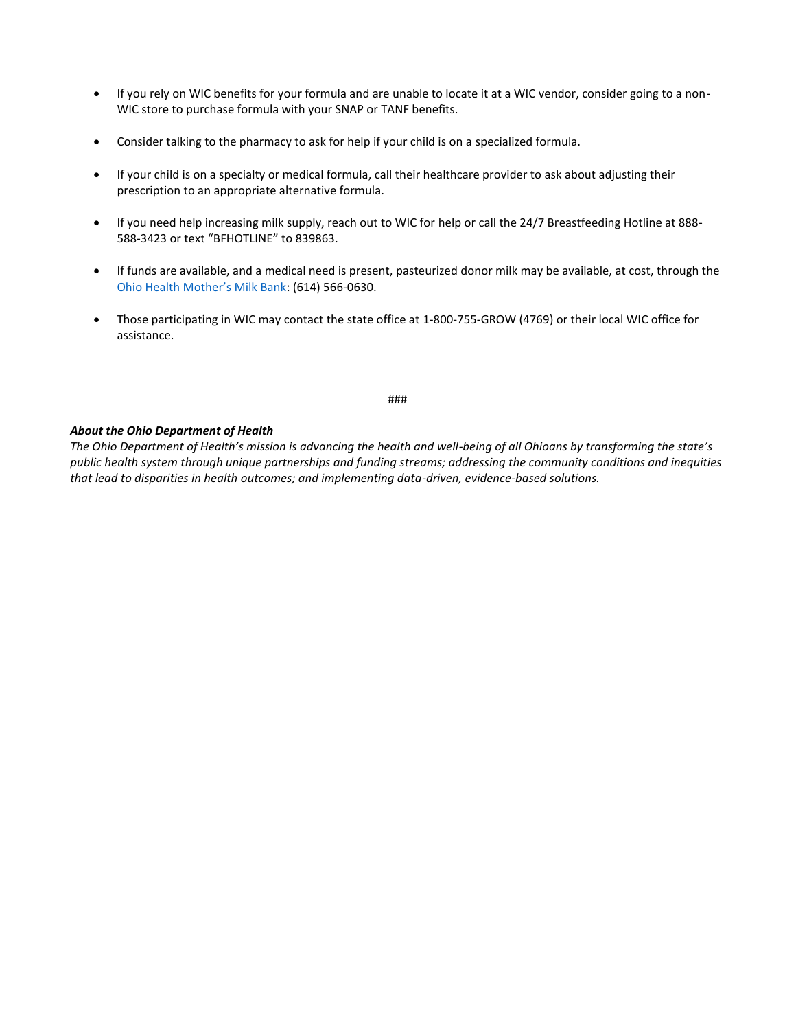- If you rely on WIC benefits for your formula and are unable to locate it at a WIC vendor, consider going to a non-WIC store to purchase formula with your SNAP or TANF benefits.

- Consider talking to the pharmacy to ask for help if your child is on a specialized formula.

- If your child is on a specialty or medical formula, call their healthcare provider to ask about adjusting their prescription to an appropriate alternative formula.

- If you need help increasing milk supply, reach out to WIC for help or call the 24/7 Breastfeeding Hotline at 888-588-3423 or text “BFHOTLINE” to 839863.

- If funds are available, and a medical need is present, pasteurized donor milk may be available, at cost, through the Ohio Health Mother’s Milk Bank: (614) 566-0630.

- Those participating in WIC may contact the state office at 1-800-755-GROW (4769) or their local WIC office for assistance.

###

***About the Ohio Department of Health***
*The Ohio Department of Health’s mission is advancing the health and well-being of all Ohioans by transforming the state’s public health system through unique partnerships and funding streams; addressing the community conditions and inequities that lead to disparities in health outcomes; and implementing data-driven, evidence-based solutions.*